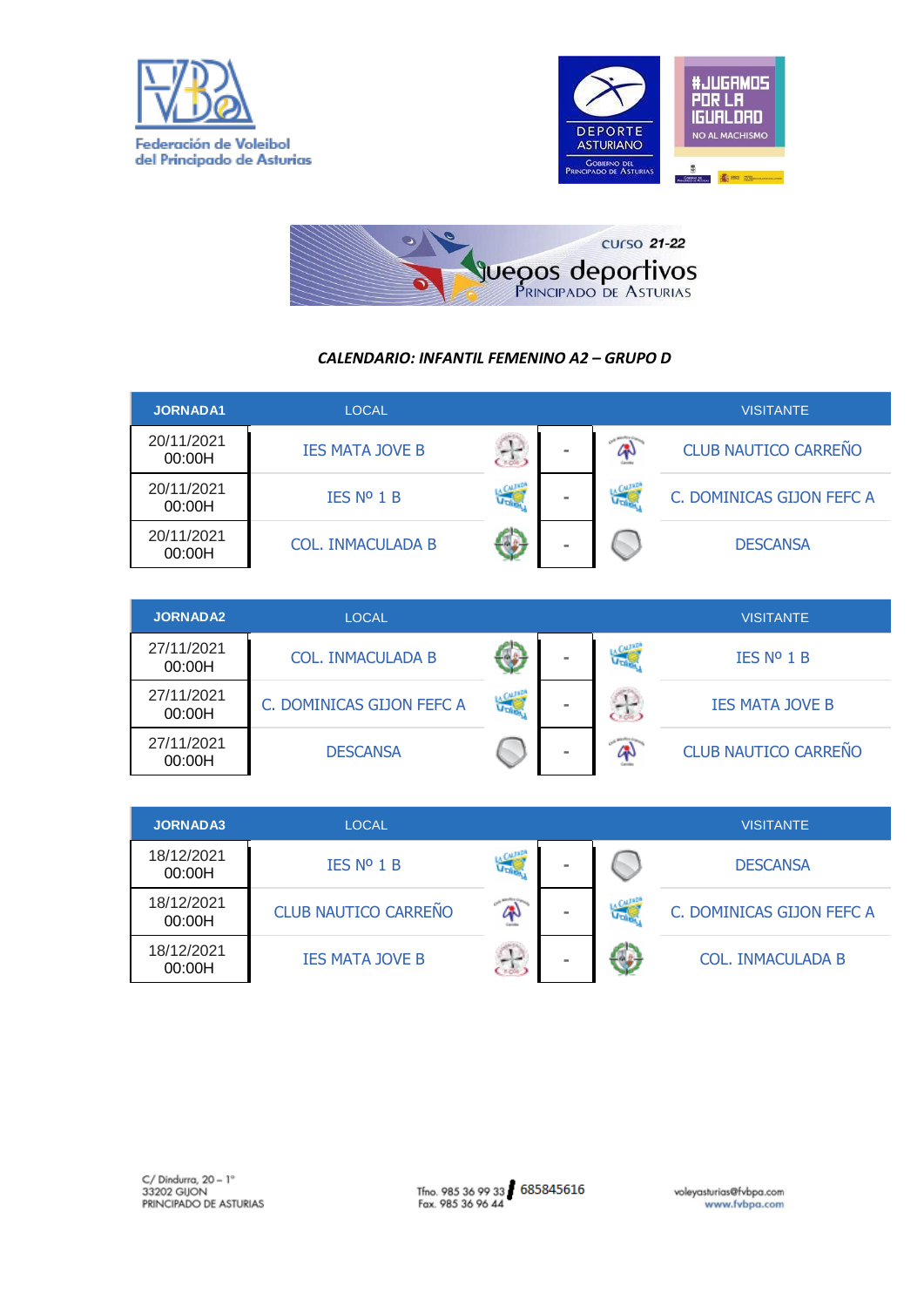Federación de Voleibol del Principado de Asturias

DEPORTE ASTURIANO
Gobierno del Principado de Asturias

#JUGAMOS POR LA IGUALDAD
NO AL MACHISMO

curso 21-22
juegos deportivos
Principado de Asturias

***CALENDARIO: INFANTIL FEMENINO A2 – GRUPO D***

| JORNADA1 | LOCAL | | VISITANTE |
|---|---|---|---|
| 20/11/2021 00:00H | IES MATA JOVE B | - | CLUB NAUTICO CARREÑO |
| 20/11/2021 00:00H | IES Nº 1 B | - | C. DOMINICAS GIJON FEFC A |
| 20/11/2021 00:00H | COL. INMACULADA B | - | DESCANSA |

| JORNADA2 | LOCAL | | VISITANTE |
|---|---|---|---|
| 27/11/2021 00:00H | COL. INMACULADA B | - | IES Nº 1 B |
| 27/11/2021 00:00H | C. DOMINICAS GIJON FEFC A | - | IES MATA JOVE B |
| 27/11/2021 00:00H | DESCANSA | - | CLUB NAUTICO CARREÑO |

| JORNADA3 | LOCAL | | VISITANTE |
|---|---|---|---|
| 18/12/2021 00:00H | IES Nº 1 B | - | DESCANSA |
| 18/12/2021 00:00H | CLUB NAUTICO CARREÑO | - | C. DOMINICAS GIJON FEFC A |
| 18/12/2021 00:00H | IES MATA JOVE B | - | COL. INMACULADA B |

C/ Dindurra, 20 – 1º
33202 GIJON
PRINCIPADO DE ASTURIAS

Tfno. 985 36 99 33 / 685845616
Fax. 985 36 96 44

voleyasturias@fvbpa.com
www.fvbpa.com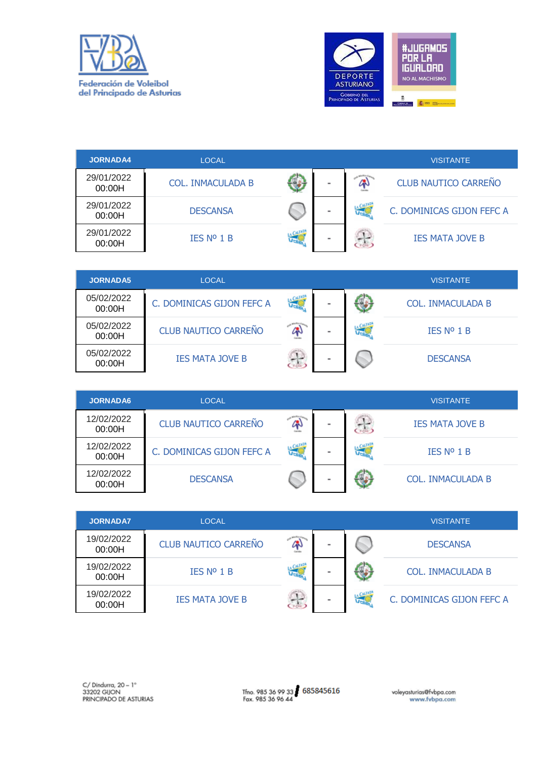| JORNADA4 | LOCAL | | VISITANTE |
|---|---|---|---|
| 29/01/2022 00:00H | COL. INMACULADA B | - | CLUB NAUTICO CARREÑO |
| 29/01/2022 00:00H | DESCANSA | - | C. DOMINICAS GIJON FEFC A |
| 29/01/2022 00:00H | IES Nº 1 B | - | IES MATA JOVE B |

| JORNADA5 | LOCAL | | VISITANTE |
|---|---|---|---|
| 05/02/2022 00:00H | C. DOMINICAS GIJON FEFC A | - | COL. INMACULADA B |
| 05/02/2022 00:00H | CLUB NAUTICO CARREÑO | - | IES Nº 1 B |
| 05/02/2022 00:00H | IES MATA JOVE B | - | DESCANSA |

| JORNADA6 | LOCAL | | VISITANTE |
|---|---|---|---|
| 12/02/2022 00:00H | CLUB NAUTICO CARREÑO | - | IES MATA JOVE B |
| 12/02/2022 00:00H | C. DOMINICAS GIJON FEFC A | - | IES Nº 1 B |
| 12/02/2022 00:00H | DESCANSA | - | COL. INMACULADA B |

| JORNADA7 | LOCAL | | VISITANTE |
|---|---|---|---|
| 19/02/2022 00:00H | CLUB NAUTICO CARREÑO | - | DESCANSA |
| 19/02/2022 00:00H | IES Nº 1 B | - | COL. INMACULADA B |
| 19/02/2022 00:00H | IES MATA JOVE B | - | C. DOMINICAS GIJON FEFC A |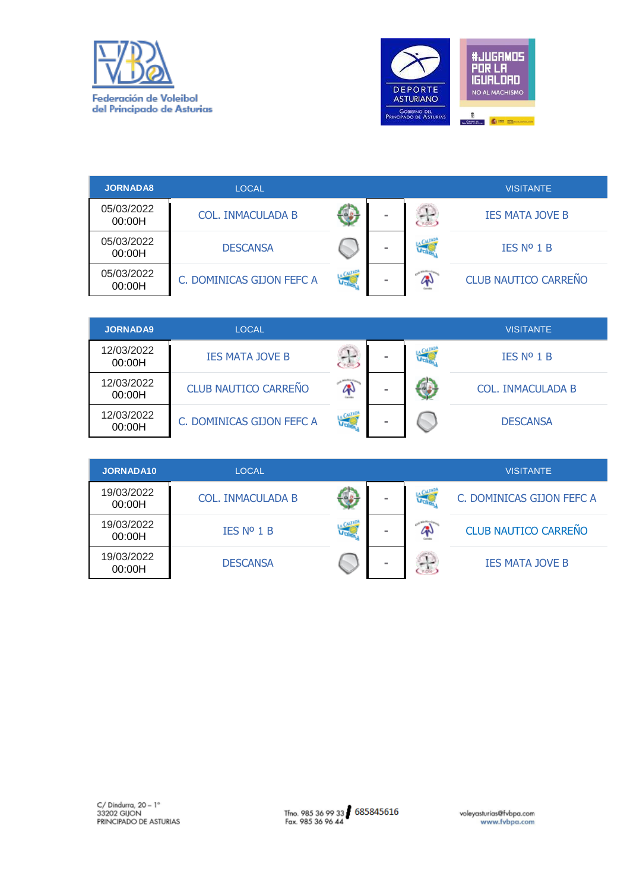Federación de Voleibol del Principado de Asturias

DEPORTE ASTURIANO
Gobierno del Principado de Asturias

#JUGAMOS POR LA IGUALDAD
NO AL MACHISMO

| JORNADA8 | LOCAL | | VISITANTE |
|---|---|---|---|
| 05/03/2022 00:00H | COL. INMACULADA B | - | IES MATA JOVE B |
| 05/03/2022 00:00H | DESCANSA | - | IES Nº 1 B |
| 05/03/2022 00:00H | C. DOMINICAS GIJON FEFC A | - | CLUB NAUTICO CARREÑO |

| JORNADA9 | LOCAL | | VISITANTE |
|---|---|---|---|
| 12/03/2022 00:00H | IES MATA JOVE B | - | IES Nº 1 B |
| 12/03/2022 00:00H | CLUB NAUTICO CARREÑO | - | COL. INMACULADA B |
| 12/03/2022 00:00H | C. DOMINICAS GIJON FEFC A | - | DESCANSA |

| JORNADA10 | LOCAL | | VISITANTE |
|---|---|---|---|
| 19/03/2022 00:00H | COL. INMACULADA B | - | C. DOMINICAS GIJON FEFC A |
| 19/03/2022 00:00H | IES Nº 1 B | - | CLUB NAUTICO CARREÑO |
| 19/03/2022 00:00H | DESCANSA | - | IES MATA JOVE B |

C/ Dindurra, 20 – 1º
33202 GIJON
PRINCIPADO DE ASTURIAS

Tfno. 985 36 99 33 / 685845616
Fax. 985 36 96 44

voleyasturias@fvbpa.com
www.fvbpa.com